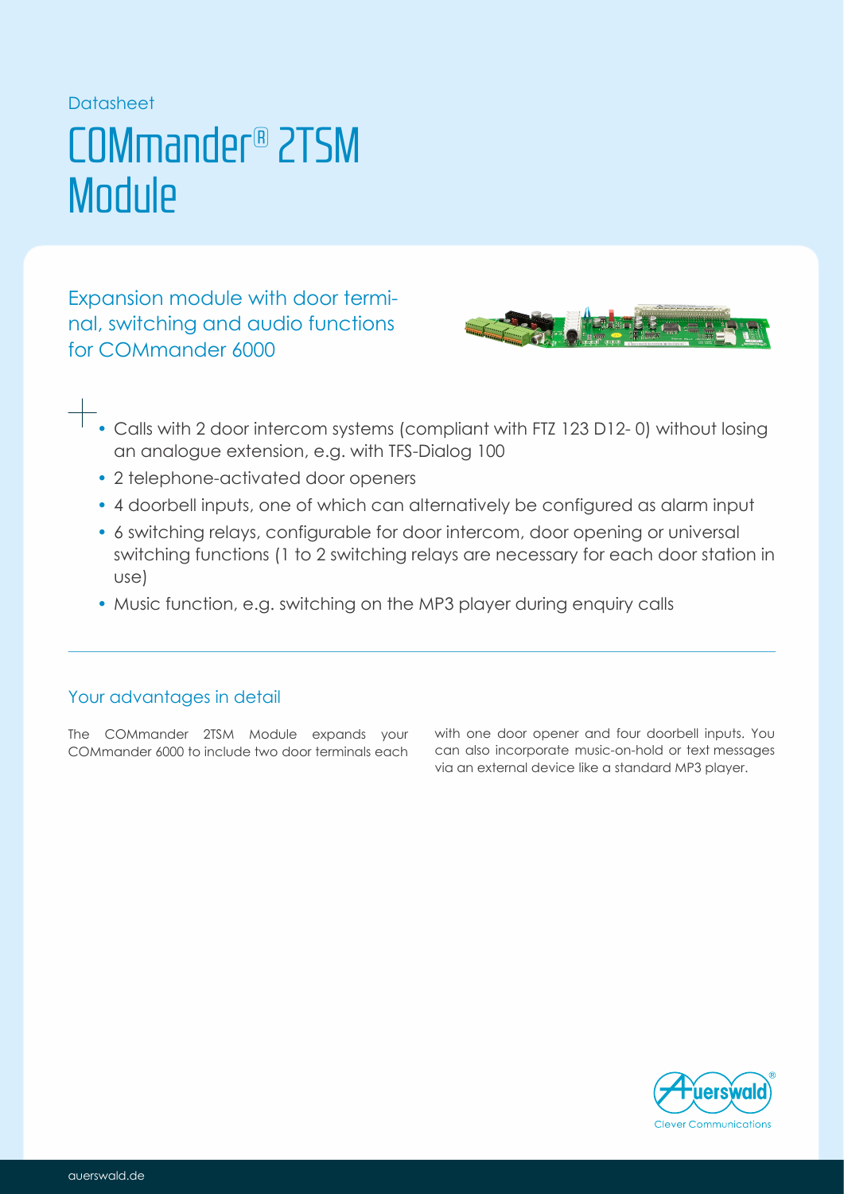Datasheet

# COMmander® 2TSM Module

## Expansion module with door terminal, switching and audio functions for COMmander 6000

- Calls with 2 door intercom systems (compliant with FTZ 123 D12- 0) without losing an analogue extension, e.g. with TFS-Dialog 100
- 2 telephone-activated door openers
- 4 doorbell inputs, one of which can alternatively be configured as alarm input
- 6 switching relays, configurable for door intercom, door opening or universal switching functions (1 to 2 switching relays are necessary for each door station in use)
- Music function, e.g. switching on the MP3 player during enquiry calls

### Your advantages in detail

The COMmander 2TSM Module expands your COMmander 6000 to include two door terminals each with one door opener and four doorbell inputs. You can also incorporate music-on-hold or text messages via an external device like a standard MP3 player.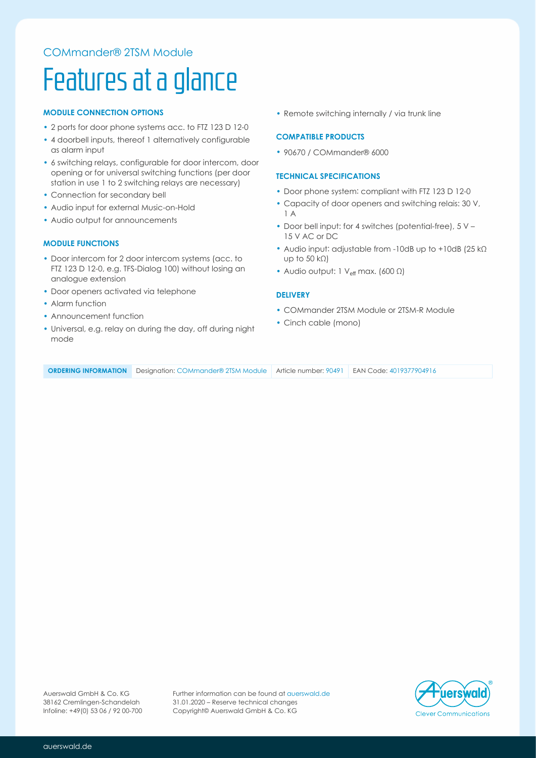COMmander® 2TSM Module

# Features at a glance

### MODULE CONNECTION OPTIONS

- 2 ports for door phone systems acc. to FTZ 123 D 12-0
- 4 doorbell inputs, thereof 1 alternatively configurable as alarm input
- 6 switching relays, configurable for door intercom, door opening or for universal switching functions (per door station in use 1 to 2 switching relays are necessary)
- Connection for secondary bell
- Audio input for external Music-on-Hold
- Audio output for announcements

### MODULE FUNCTIONS

- Door intercom for 2 door intercom systems (acc. to FTZ 123 D 12-0, e.g. TFS-Dialog 100) without losing an analogue extension
- Door openers activated via telephone
- Alarm function
- Announcement function
- Universal, e.g. relay on during the day, off during night mode
- Remote switching internally / via trunk line

### COMPATIBLE PRODUCTS

- 90670 / COMmander® 6000

### TECHNICAL SPECIFICATIONS

- Door phone system: compliant with FTZ 123 D 12-0
- Capacity of door openers and switching relais: 30 V, 1 A
- Door bell input: for 4 switches (potential-free), 5 V – 15 V AC or DC
- Audio input: adjustable from -10dB up to +10dB (25 kΩ up to 50 kΩ)
- Audio output: 1 $V_{eff}$ max. (600 Ω)

### DELIVERY

- COMmander 2TSM Module or 2TSM-R Module
- Cinch cable (mono)

| | | | |
|---|---|---|---|
| **ORDERING INFORMATION** | Designation: COMmander® 2TSM Module | Article number: 90491 | EAN Code: 4019377904916 |

Auerswald GmbH & Co. KG
38162 Cremlingen-Schandelah
Infoline: +49(0) 53 06 / 92 00-700

Further information can be found at auerswald.de
31.01.2020 – Reserve technical changes
Copyright© Auerswald GmbH & Co. KG